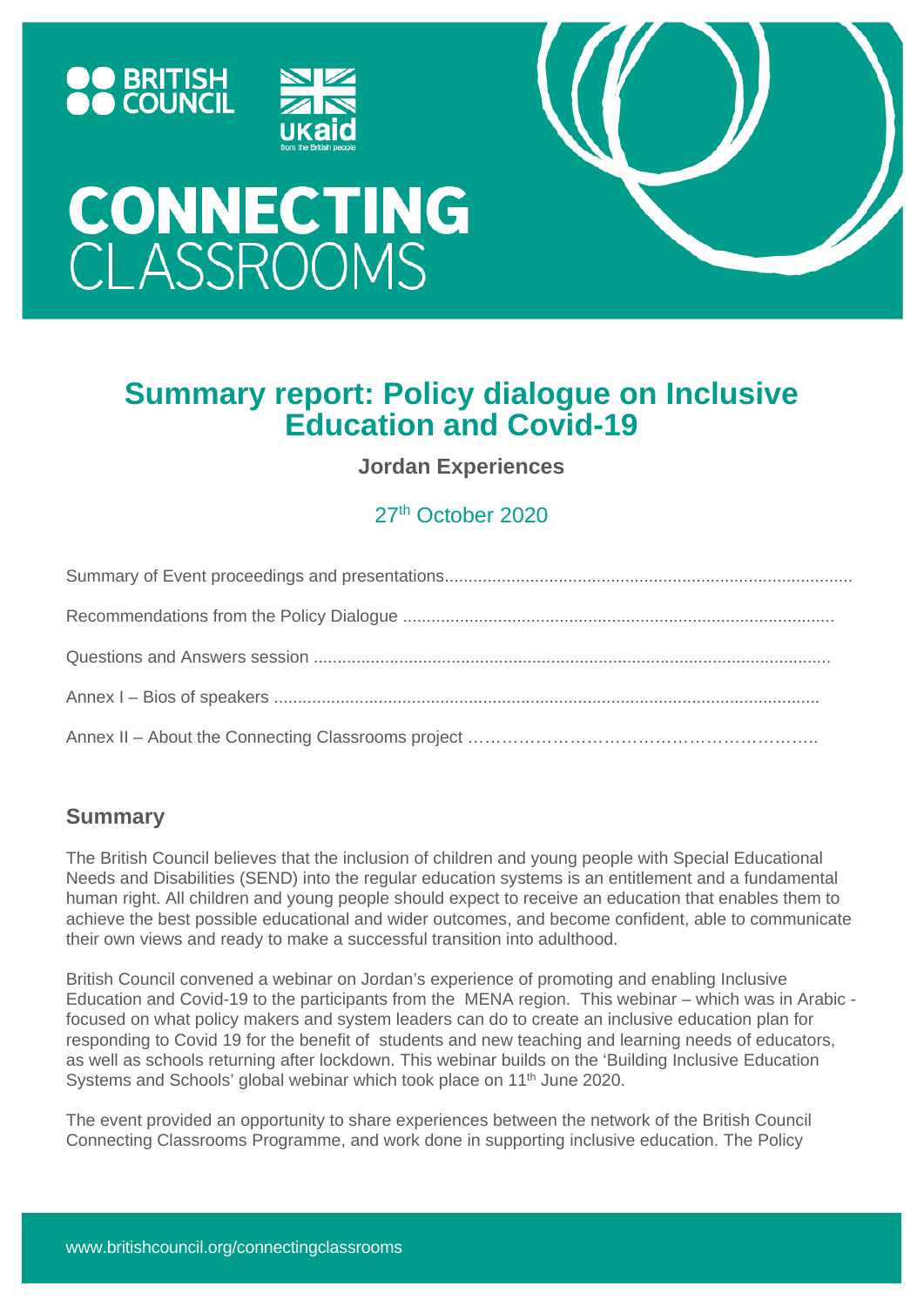BRITISH COUNCIL

UKaid from the British people

# CONNECTING CLASSROOMS

## Summary report: Policy dialogue on Inclusive Education and Covid-19

**Jordan Experiences**

27th October 2020

Summary of Event proceedings and presentations......................................................................................

Recommendations from the Policy Dialogue ..........................................................................................

Questions and Answers session .............................................................................................................

Annex I – Bios of speakers ...................................................................................................................

Annex II – About the Connecting Classrooms project ………………………………………………………..

### Summary

The British Council believes that the inclusion of children and young people with Special Educational Needs and Disabilities (SEND) into the regular education systems is an entitlement and a fundamental human right. All children and young people should expect to receive an education that enables them to achieve the best possible educational and wider outcomes, and become confident, able to communicate their own views and ready to make a successful transition into adulthood.

British Council convened a webinar on Jordan's experience of promoting and enabling Inclusive Education and Covid-19 to the participants from the MENA region. This webinar – which was in Arabic - focused on what policy makers and system leaders can do to create an inclusive education plan for responding to Covid 19 for the benefit of students and new teaching and learning needs of educators, as well as schools returning after lockdown. This webinar builds on the 'Building Inclusive Education Systems and Schools' global webinar which took place on 11th June 2020.

The event provided an opportunity to share experiences between the network of the British Council Connecting Classrooms Programme, and work done in supporting inclusive education. The Policy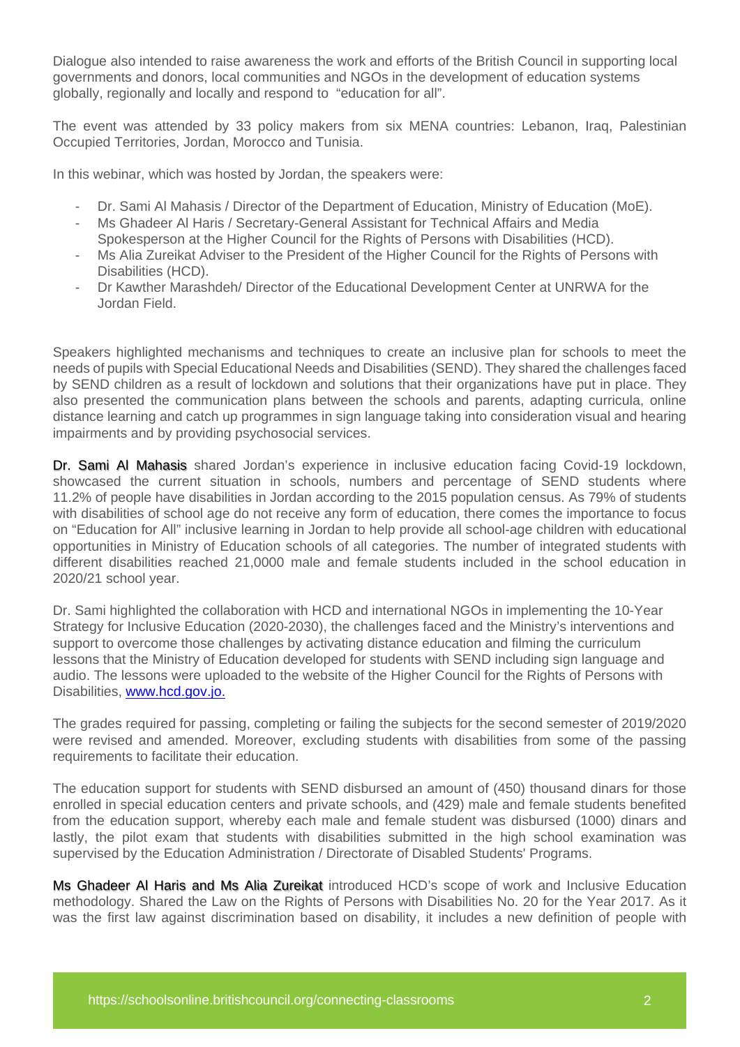Dialogue also intended to raise awareness the work and efforts of the British Council in supporting local governments and donors, local communities and NGOs in the development of education systems globally, regionally and locally and respond to "education for all".

The event was attended by 33 policy makers from six MENA countries: Lebanon, Iraq, Palestinian Occupied Territories, Jordan, Morocco and Tunisia.

In this webinar, which was hosted by Jordan, the speakers were:

- Dr. Sami Al Mahasis / Director of the Department of Education, Ministry of Education (MoE).
- Ms Ghadeer Al Haris / Secretary-General Assistant for Technical Affairs and Media Spokesperson at the Higher Council for the Rights of Persons with Disabilities (HCD).
- Ms Alia Zureikat Adviser to the President of the Higher Council for the Rights of Persons with Disabilities (HCD).
- Dr Kawther Marashdeh/ Director of the Educational Development Center at UNRWA for the Jordan Field.

Speakers highlighted mechanisms and techniques to create an inclusive plan for schools to meet the needs of pupils with Special Educational Needs and Disabilities (SEND). They shared the challenges faced by SEND children as a result of lockdown and solutions that their organizations have put in place. They also presented the communication plans between the schools and parents, adapting curricula, online distance learning and catch up programmes in sign language taking into consideration visual and hearing impairments and by providing psychosocial services.

Dr. Sami Al Mahasis shared Jordan's experience in inclusive education facing Covid-19 lockdown, showcased the current situation in schools, numbers and percentage of SEND students where 11.2% of people have disabilities in Jordan according to the 2015 population census. As 79% of students with disabilities of school age do not receive any form of education, there comes the importance to focus on "Education for All" inclusive learning in Jordan to help provide all school-age children with educational opportunities in Ministry of Education schools of all categories. The number of integrated students with different disabilities reached 21,0000 male and female students included in the school education in 2020/21 school year.

Dr. Sami highlighted the collaboration with HCD and international NGOs in implementing the 10-Year Strategy for Inclusive Education (2020-2030), the challenges faced and the Ministry's interventions and support to overcome those challenges by activating distance education and filming the curriculum lessons that the Ministry of Education developed for students with SEND including sign language and audio. The lessons were uploaded to the website of the Higher Council for the Rights of Persons with Disabilities, www.hcd.gov.jo.

The grades required for passing, completing or failing the subjects for the second semester of 2019/2020 were revised and amended. Moreover, excluding students with disabilities from some of the passing requirements to facilitate their education.

The education support for students with SEND disbursed an amount of (450) thousand dinars for those enrolled in special education centers and private schools, and (429) male and female students benefited from the education support, whereby each male and female student was disbursed (1000) dinars and lastly, the pilot exam that students with disabilities submitted in the high school examination was supervised by the Education Administration / Directorate of Disabled Students' Programs.

Ms Ghadeer Al Haris and Ms Alia Zureikat introduced HCD's scope of work and Inclusive Education methodology. Shared the Law on the Rights of Persons with Disabilities No. 20 for the Year 2017. As it was the first law against discrimination based on disability, it includes a new definition of people with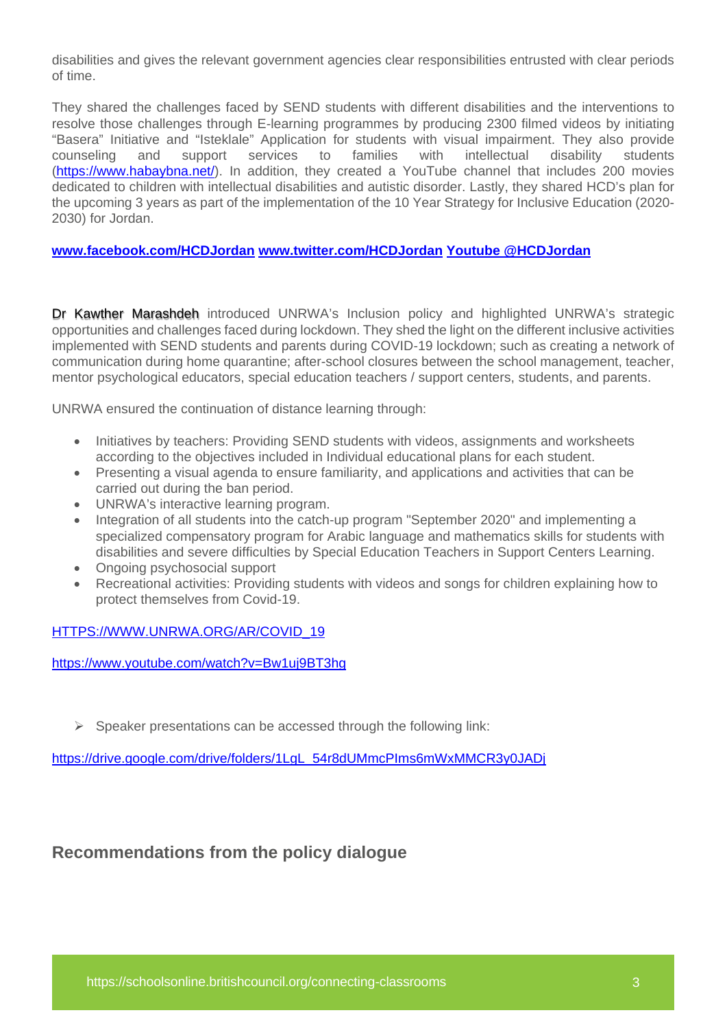disabilities and gives the relevant government agencies clear responsibilities entrusted with clear periods of time.

They shared the challenges faced by SEND students with different disabilities and the interventions to resolve those challenges through E-learning programmes by producing 2300 filmed videos by initiating "Basera" Initiative and "Isteklale" Application for students with visual impairment. They also provide counseling and support services to families with intellectual disability students (https://www.habaybna.net/). In addition, they created a YouTube channel that includes 200 movies dedicated to children with intellectual disabilities and autistic disorder. Lastly, they shared HCD's plan for the upcoming 3 years as part of the implementation of the 10 Year Strategy for Inclusive Education (2020-2030) for Jordan.

**www.facebook.com/HCDJordan www.twitter.com/HCDJordan Youtube @HCDJordan**

Dr Kawther Marashdeh introduced UNRWA's Inclusion policy and highlighted UNRWA's strategic opportunities and challenges faced during lockdown. They shed the light on the different inclusive activities implemented with SEND students and parents during COVID-19 lockdown; such as creating a network of communication during home quarantine; after-school closures between the school management, teacher, mentor psychological educators, special education teachers / support centers, students, and parents.

UNRWA ensured the continuation of distance learning through:

- Initiatives by teachers: Providing SEND students with videos, assignments and worksheets according to the objectives included in Individual educational plans for each student.
- Presenting a visual agenda to ensure familiarity, and applications and activities that can be carried out during the ban period.
- UNRWA's interactive learning program.
- Integration of all students into the catch-up program "September 2020" and implementing a specialized compensatory program for Arabic language and mathematics skills for students with disabilities and severe difficulties by Special Education Teachers in Support Centers Learning.
- Ongoing psychosocial support
- Recreational activities: Providing students with videos and songs for children explaining how to protect themselves from Covid-19.

HTTPS://WWW.UNRWA.ORG/AR/COVID_19

https://www.youtube.com/watch?v=Bw1uj9BT3hg

- Speaker presentations can be accessed through the following link:

https://drive.google.com/drive/folders/1LgL_54r8dUMmcPIms6mWxMMCR3y0JADj

## Recommendations from the policy dialogue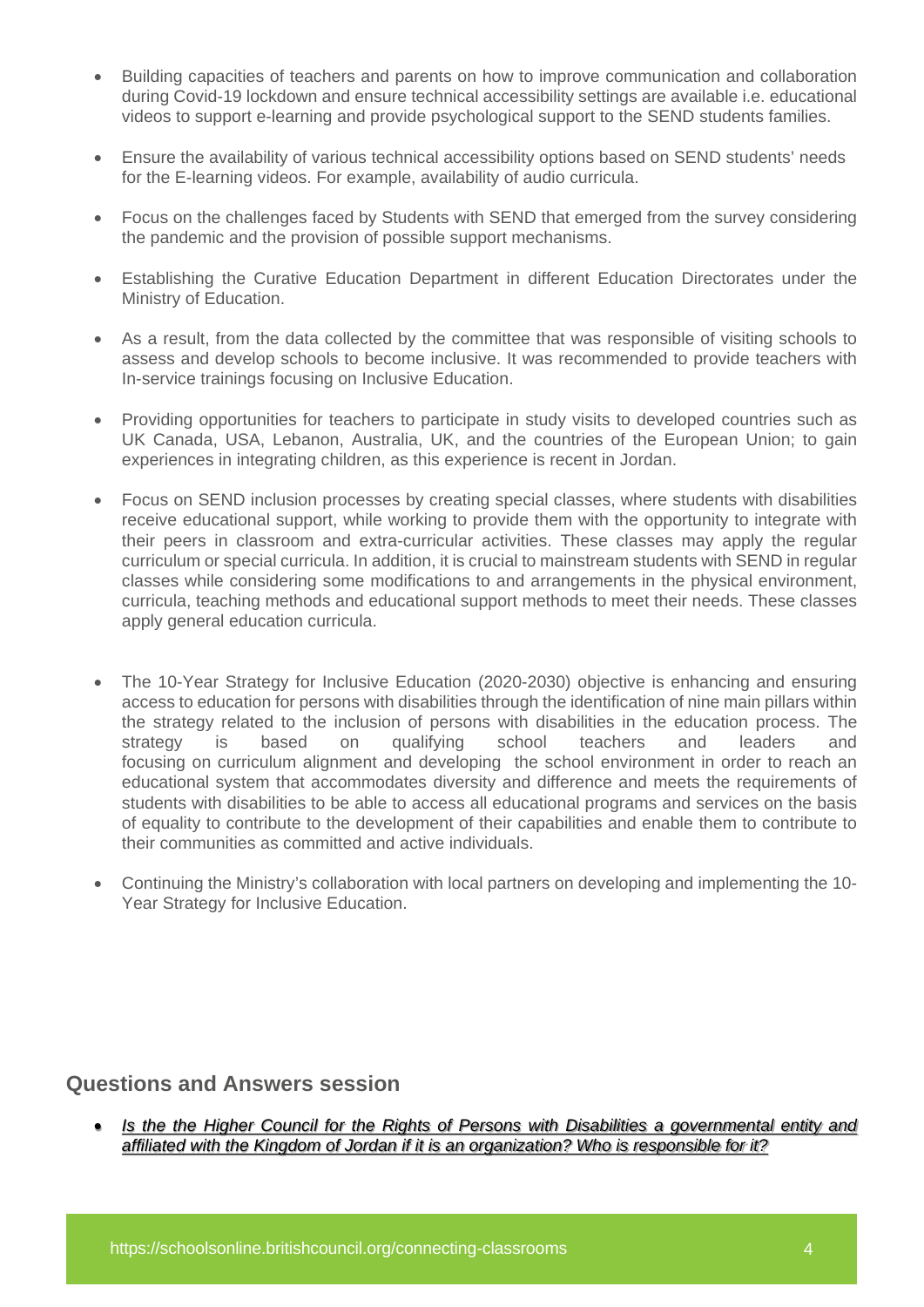- Building capacities of teachers and parents on how to improve communication and collaboration during Covid-19 lockdown and ensure technical accessibility settings are available i.e. educational videos to support e-learning and provide psychological support to the SEND students families.
- Ensure the availability of various technical accessibility options based on SEND students' needs for the E-learning videos. For example, availability of audio curricula.
- Focus on the challenges faced by Students with SEND that emerged from the survey considering the pandemic and the provision of possible support mechanisms.
- Establishing the Curative Education Department in different Education Directorates under the Ministry of Education.
- As a result, from the data collected by the committee that was responsible of visiting schools to assess and develop schools to become inclusive. It was recommended to provide teachers with In-service trainings focusing on Inclusive Education.
- Providing opportunities for teachers to participate in study visits to developed countries such as UK Canada, USA, Lebanon, Australia, UK, and the countries of the European Union; to gain experiences in integrating children, as this experience is recent in Jordan.
- Focus on SEND inclusion processes by creating special classes, where students with disabilities receive educational support, while working to provide them with the opportunity to integrate with their peers in classroom and extra-curricular activities. These classes may apply the regular curriculum or special curricula. In addition, it is crucial to mainstream students with SEND in regular classes while considering some modifications to and arrangements in the physical environment, curricula, teaching methods and educational support methods to meet their needs. These classes apply general education curricula.
- The 10-Year Strategy for Inclusive Education (2020-2030) objective is enhancing and ensuring access to education for persons with disabilities through the identification of nine main pillars within the strategy related to the inclusion of persons with disabilities in the education process. The strategy is based on qualifying school teachers and leaders and focusing on curriculum alignment and developing the school environment in order to reach an educational system that accommodates diversity and difference and meets the requirements of students with disabilities to be able to access all educational programs and services on the basis of equality to contribute to the development of their capabilities and enable them to contribute to their communities as committed and active individuals.
- Continuing the Ministry's collaboration with local partners on developing and implementing the 10-Year Strategy for Inclusive Education.

## Questions and Answers session

- *Is the the Higher Council for the Rights of Persons with Disabilities a governmental entity and affiliated with the Kingdom of Jordan if it is an organization? Who is responsible for it?*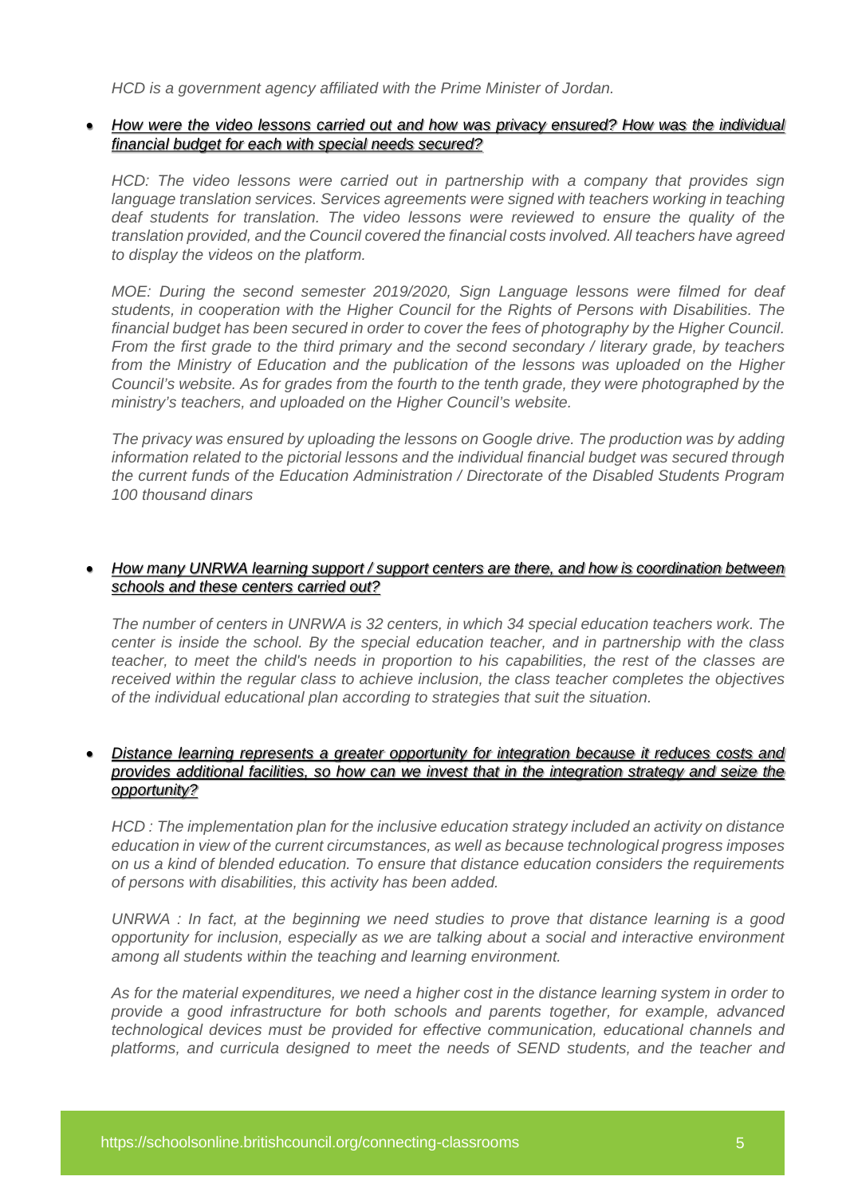*HCD is a government agency affiliated with the Prime Minister of Jordan.*

- ***How were the video lessons carried out and how was privacy ensured? How was the individual financial budget for each with special needs secured?***

*HCD: The video lessons were carried out in partnership with a company that provides sign language translation services. Services agreements were signed with teachers working in teaching deaf students for translation. The video lessons were reviewed to ensure the quality of the translation provided, and the Council covered the financial costs involved. All teachers have agreed to display the videos on the platform.*

*MOE: During the second semester 2019/2020, Sign Language lessons were filmed for deaf students, in cooperation with the Higher Council for the Rights of Persons with Disabilities. The financial budget has been secured in order to cover the fees of photography by the Higher Council. From the first grade to the third primary and the second secondary / literary grade, by teachers from the Ministry of Education and the publication of the lessons was uploaded on the Higher Council's website. As for grades from the fourth to the tenth grade, they were photographed by the ministry's teachers, and uploaded on the Higher Council's website.*

*The privacy was ensured by uploading the lessons on Google drive. The production was by adding information related to the pictorial lessons and the individual financial budget was secured through the current funds of the Education Administration / Directorate of the Disabled Students Program 100 thousand dinars*

- ***How many UNRWA learning support / support centers are there, and how is coordination between schools and these centers carried out?***

*The number of centers in UNRWA is 32 centers, in which 34 special education teachers work. The center is inside the school. By the special education teacher, and in partnership with the class teacher, to meet the child's needs in proportion to his capabilities, the rest of the classes are received within the regular class to achieve inclusion, the class teacher completes the objectives of the individual educational plan according to strategies that suit the situation.*

- ***Distance learning represents a greater opportunity for integration because it reduces costs and provides additional facilities, so how can we invest that in the integration strategy and seize the opportunity?***

*HCD : The implementation plan for the inclusive education strategy included an activity on distance education in view of the current circumstances, as well as because technological progress imposes on us a kind of blended education. To ensure that distance education considers the requirements of persons with disabilities, this activity has been added.*

*UNRWA : In fact, at the beginning we need studies to prove that distance learning is a good opportunity for inclusion, especially as we are talking about a social and interactive environment among all students within the teaching and learning environment.*

*As for the material expenditures, we need a higher cost in the distance learning system in order to provide a good infrastructure for both schools and parents together, for example, advanced technological devices must be provided for effective communication, educational channels and platforms, and curricula designed to meet the needs of SEND students, and the teacher and*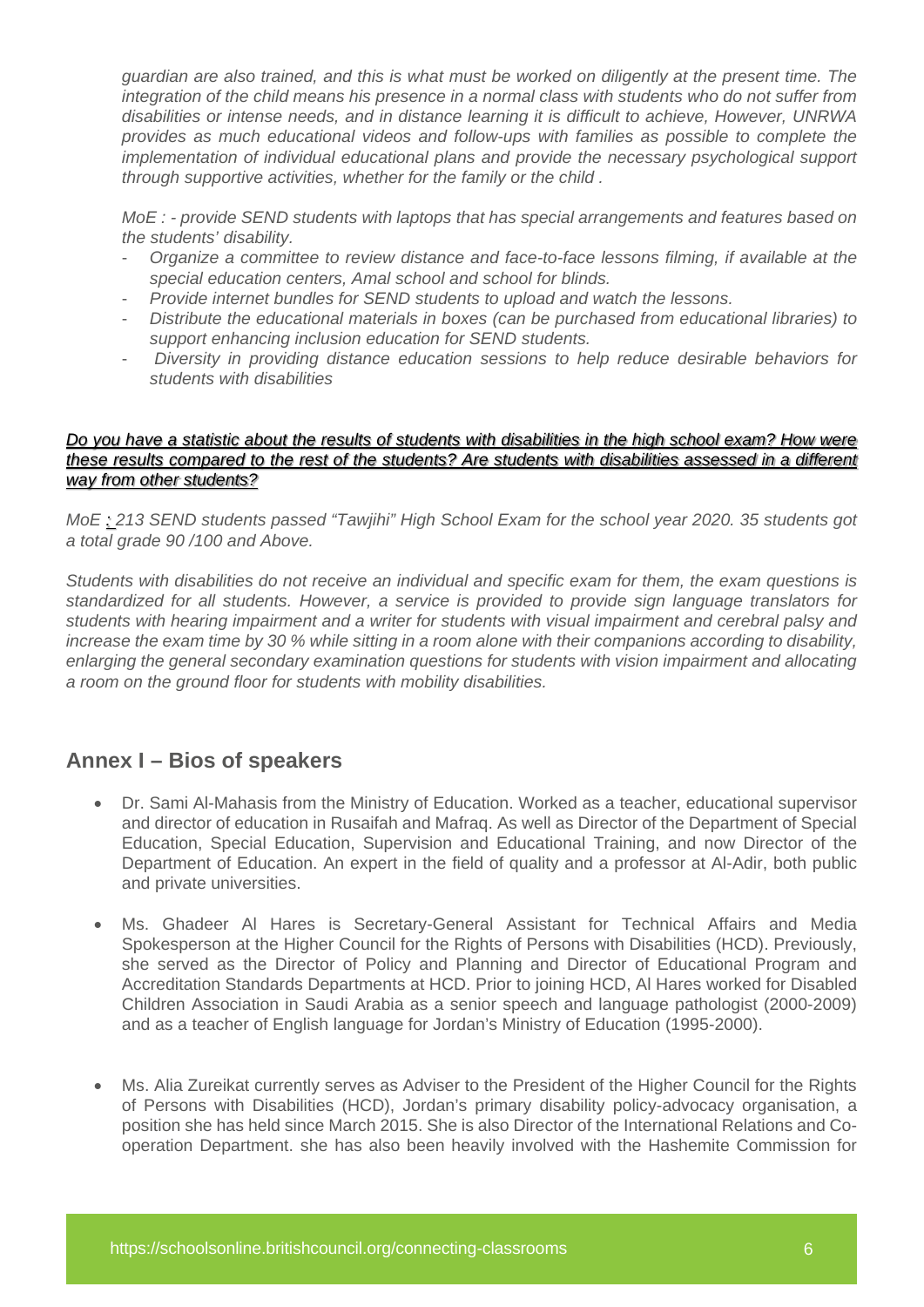*guardian are also trained, and this is what must be worked on diligently at the present time. The integration of the child means his presence in a normal class with students who do not suffer from disabilities or intense needs, and in distance learning it is difficult to achieve, However, UNRWA provides as much educational videos and follow-ups with families as possible to complete the implementation of individual educational plans and provide the necessary psychological support through supportive activities, whether for the family or the child .*

*MoE : - provide SEND students with laptops that has special arrangements and features based on the students' disability.*

- *Organize a committee to review distance and face-to-face lessons filming, if available at the special education centers, Amal school and school for blinds.*
- *Provide internet bundles for SEND students to upload and watch the lessons.*
- *Distribute the educational materials in boxes (can be purchased from educational libraries) to support enhancing inclusion education for SEND students.*
- *Diversity in providing distance education sessions to help reduce desirable behaviors for students with disabilities*

***<u>Do you have a statistic about the results of students with disabilities in the high school exam? How were these results compared to the rest of the students? Are students with disabilities assessed in a different way from other students?</u>***

*MoE : 213 SEND students passed "Tawjihi" High School Exam for the school year 2020. 35 students got a total grade 90 /100 and Above.*

*Students with disabilities do not receive an individual and specific exam for them, the exam questions is standardized for all students. However, a service is provided to provide sign language translators for students with hearing impairment and a writer for students with visual impairment and cerebral palsy and increase the exam time by 30 % while sitting in a room alone with their companions according to disability, enlarging the general secondary examination questions for students with vision impairment and allocating a room on the ground floor for students with mobility disabilities.*

## Annex I – Bios of speakers

- Dr. Sami Al-Mahasis from the Ministry of Education. Worked as a teacher, educational supervisor and director of education in Rusaifah and Mafraq. As well as Director of the Department of Special Education, Special Education, Supervision and Educational Training, and now Director of the Department of Education. An expert in the field of quality and a professor at Al-Adir, both public and private universities.
- Ms. Ghadeer Al Hares is Secretary-General Assistant for Technical Affairs and Media Spokesperson at the Higher Council for the Rights of Persons with Disabilities (HCD). Previously, she served as the Director of Policy and Planning and Director of Educational Program and Accreditation Standards Departments at HCD. Prior to joining HCD, Al Hares worked for Disabled Children Association in Saudi Arabia as a senior speech and language pathologist (2000-2009) and as a teacher of English language for Jordan's Ministry of Education (1995-2000).
- Ms. Alia Zureikat currently serves as Adviser to the President of the Higher Council for the Rights of Persons with Disabilities (HCD), Jordan's primary disability policy-advocacy organisation, a position she has held since March 2015. She is also Director of the International Relations and Co-operation Department. she has also been heavily involved with the Hashemite Commission for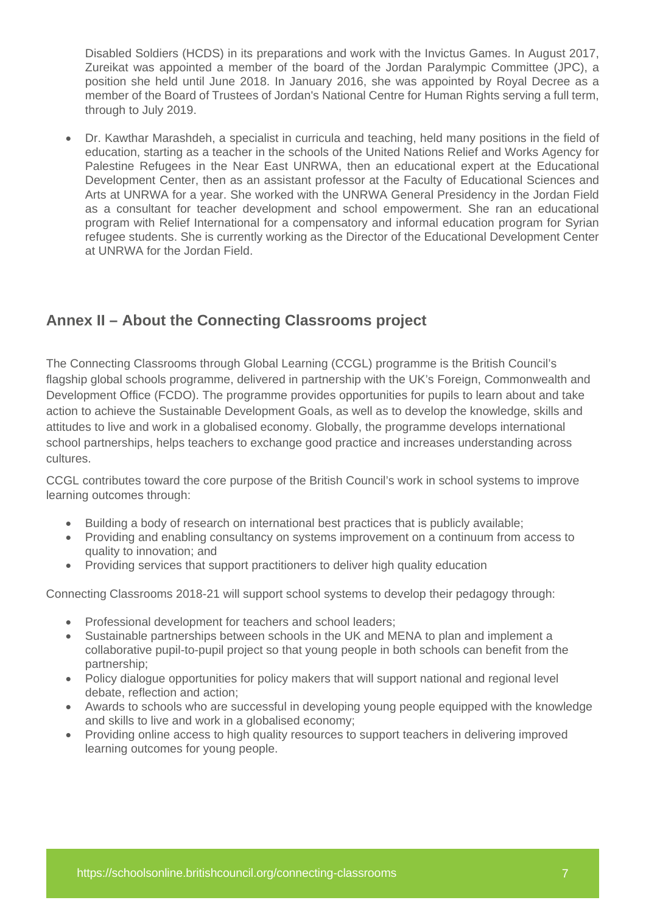Disabled Soldiers (HCDS) in its preparations and work with the Invictus Games. In August 2017, Zureikat was appointed a member of the board of the Jordan Paralympic Committee (JPC), a position she held until June 2018. In January 2016, she was appointed by Royal Decree as a member of the Board of Trustees of Jordan's National Centre for Human Rights serving a full term, through to July 2019.

- Dr. Kawthar Marashdeh, a specialist in curricula and teaching, held many positions in the field of education, starting as a teacher in the schools of the United Nations Relief and Works Agency for Palestine Refugees in the Near East UNRWA, then an educational expert at the Educational Development Center, then as an assistant professor at the Faculty of Educational Sciences and Arts at UNRWA for a year. She worked with the UNRWA General Presidency in the Jordan Field as a consultant for teacher development and school empowerment. She ran an educational program with Relief International for a compensatory and informal education program for Syrian refugee students. She is currently working as the Director of the Educational Development Center at UNRWA for the Jordan Field.

## Annex II – About the Connecting Classrooms project

The Connecting Classrooms through Global Learning (CCGL) programme is the British Council's flagship global schools programme, delivered in partnership with the UK's Foreign, Commonwealth and Development Office (FCDO). The programme provides opportunities for pupils to learn about and take action to achieve the Sustainable Development Goals, as well as to develop the knowledge, skills and attitudes to live and work in a globalised economy. Globally, the programme develops international school partnerships, helps teachers to exchange good practice and increases understanding across cultures.

CCGL contributes toward the core purpose of the British Council's work in school systems to improve learning outcomes through:

- Building a body of research on international best practices that is publicly available;
- Providing and enabling consultancy on systems improvement on a continuum from access to quality to innovation; and
- Providing services that support practitioners to deliver high quality education

Connecting Classrooms 2018-21 will support school systems to develop their pedagogy through:

- Professional development for teachers and school leaders;
- Sustainable partnerships between schools in the UK and MENA to plan and implement a collaborative pupil-to-pupil project so that young people in both schools can benefit from the partnership;
- Policy dialogue opportunities for policy makers that will support national and regional level debate, reflection and action;
- Awards to schools who are successful in developing young people equipped with the knowledge and skills to live and work in a globalised economy;
- Providing online access to high quality resources to support teachers in delivering improved learning outcomes for young people.

https://schoolsonline.britishcouncil.org/connecting-classrooms